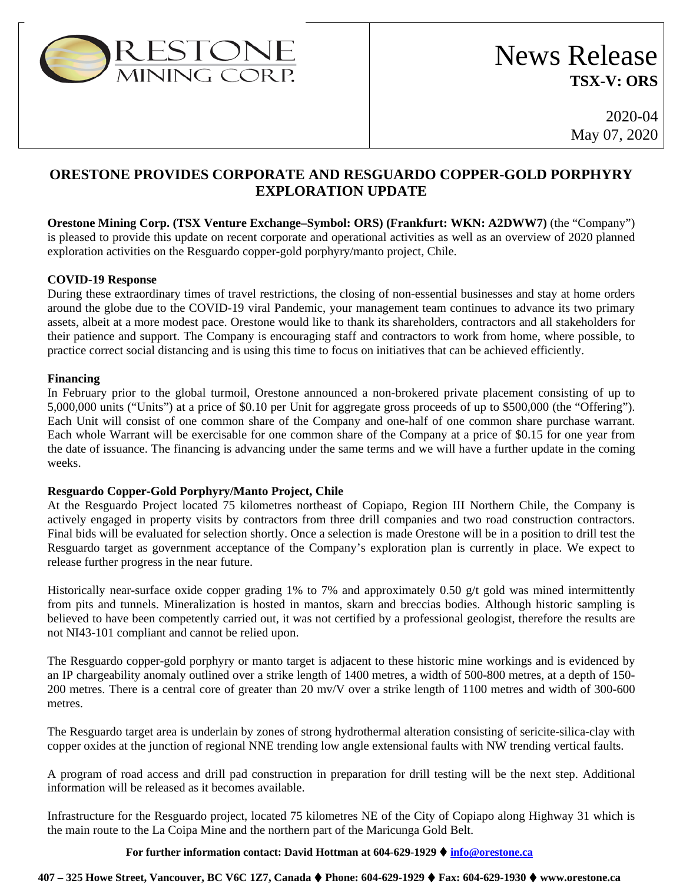ORESTONE MINING CORP.

# News Release

**TSX-V: ORS**

2020-04
May 07, 2020

## ORESTONE PROVIDES CORPORATE AND RESGUARDO COPPER-GOLD PORPHYRY EXPLORATION UPDATE

**Orestone Mining Corp. (TSX Venture Exchange–Symbol: ORS) (Frankfurt: WKN: A2DWW7)** (the "Company") is pleased to provide this update on recent corporate and operational activities as well as an overview of 2020 planned exploration activities on the Resguardo copper-gold porphyry/manto project, Chile.

**COVID-19 Response**

During these extraordinary times of travel restrictions, the closing of non-essential businesses and stay at home orders around the globe due to the COVID-19 viral Pandemic, your management team continues to advance its two primary assets, albeit at a more modest pace. Orestone would like to thank its shareholders, contractors and all stakeholders for their patience and support. The Company is encouraging staff and contractors to work from home, where possible, to practice correct social distancing and is using this time to focus on initiatives that can be achieved efficiently.

**Financing**

In February prior to the global turmoil, Orestone announced a non-brokered private placement consisting of up to 5,000,000 units ("Units") at a price of $0.10 per Unit for aggregate gross proceeds of up to $500,000 (the "Offering"). Each Unit will consist of one common share of the Company and one-half of one common share purchase warrant. Each whole Warrant will be exercisable for one common share of the Company at a price of $0.15 for one year from the date of issuance. The financing is advancing under the same terms and we will have a further update in the coming weeks.

**Resguardo Copper-Gold Porphyry/Manto Project, Chile**

At the Resguardo Project located 75 kilometres northeast of Copiapo, Region III Northern Chile, the Company is actively engaged in property visits by contractors from three drill companies and two road construction contractors. Final bids will be evaluated for selection shortly. Once a selection is made Orestone will be in a position to drill test the Resguardo target as government acceptance of the Company's exploration plan is currently in place. We expect to release further progress in the near future.

Historically near-surface oxide copper grading 1% to 7% and approximately 0.50 g/t gold was mined intermittently from pits and tunnels. Mineralization is hosted in mantos, skarn and breccias bodies. Although historic sampling is believed to have been competently carried out, it was not certified by a professional geologist, therefore the results are not NI43-101 compliant and cannot be relied upon.

The Resguardo copper-gold porphyry or manto target is adjacent to these historic mine workings and is evidenced by an IP chargeability anomaly outlined over a strike length of 1400 metres, a width of 500-800 metres, at a depth of 150-200 metres. There is a central core of greater than 20 mv/V over a strike length of 1100 metres and width of 300-600 metres.

The Resguardo target area is underlain by zones of strong hydrothermal alteration consisting of sericite-silica-clay with copper oxides at the junction of regional NNE trending low angle extensional faults with NW trending vertical faults.

A program of road access and drill pad construction in preparation for drill testing will be the next step. Additional information will be released as it becomes available.

Infrastructure for the Resguardo project, located 75 kilometres NE of the City of Copiapo along Highway 31 which is the main route to the La Coipa Mine and the northern part of the Maricunga Gold Belt.

**For further information contact: David Hottman at 604-629-1929 ♦ info@orestone.ca**

**407 – 325 Howe Street, Vancouver, BC V6C 1Z7, Canada ♦ Phone: 604-629-1929 ♦ Fax: 604-629-1930 ♦ www.orestone.ca**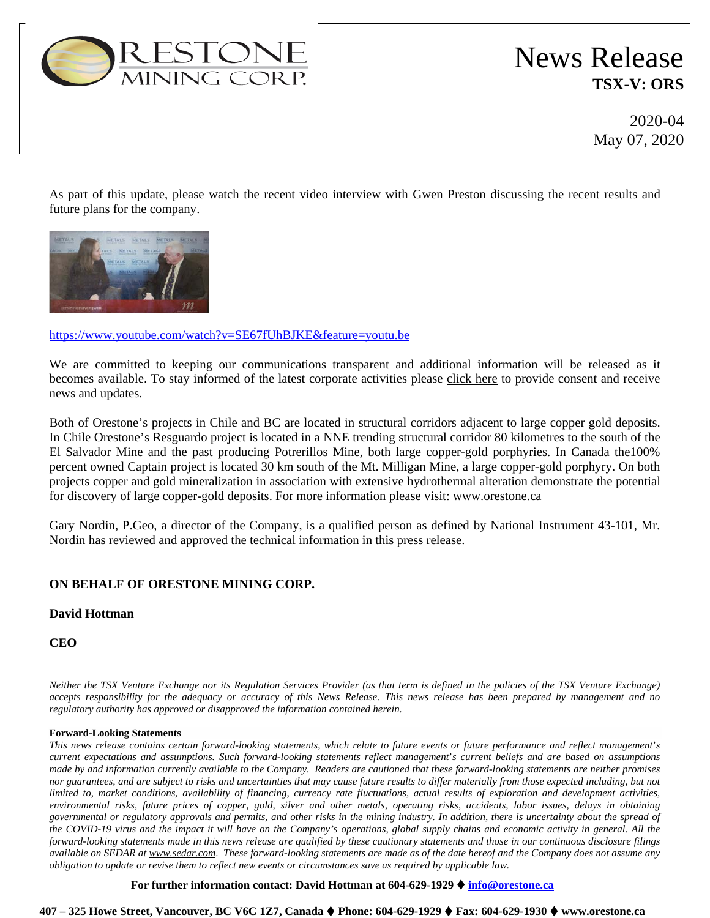As part of this update, please watch the recent video interview with Gwen Preston discussing the recent results and future plans for the company.

https://www.youtube.com/watch?v=SE67fUhBJKE&feature=youtu.be

We are committed to keeping our communications transparent and additional information will be released as it becomes available. To stay informed of the latest corporate activities please click here to provide consent and receive news and updates.

Both of Orestone's projects in Chile and BC are located in structural corridors adjacent to large copper gold deposits. In Chile Orestone's Resguardo project is located in a NNE trending structural corridor 80 kilometres to the south of the El Salvador Mine and the past producing Potrerillos Mine, both large copper-gold porphyries. In Canada the100% percent owned Captain project is located 30 km south of the Mt. Milligan Mine, a large copper-gold porphyry. On both projects copper and gold mineralization in association with extensive hydrothermal alteration demonstrate the potential for discovery of large copper-gold deposits. For more information please visit: www.orestone.ca

Gary Nordin, P.Geo, a director of the Company, is a qualified person as defined by National Instrument 43-101, Mr. Nordin has reviewed and approved the technical information in this press release.

**ON BEHALF OF ORESTONE MINING CORP.**

**David Hottman**

**CEO**

*Neither the TSX Venture Exchange nor its Regulation Services Provider (as that term is defined in the policies of the TSX Venture Exchange) accepts responsibility for the adequacy or accuracy of this News Release. This news release has been prepared by management and no regulatory authority has approved or disapproved the information contained herein.*

**Forward-Looking Statements**

*This news release contains certain forward-looking statements, which relate to future events or future performance and reflect management's current expectations and assumptions. Such forward-looking statements reflect management's current beliefs and are based on assumptions made by and information currently available to the Company. Readers are cautioned that these forward-looking statements are neither promises nor guarantees, and are subject to risks and uncertainties that may cause future results to differ materially from those expected including, but not limited to, market conditions, availability of financing, currency rate fluctuations, actual results of exploration and development activities, environmental risks, future prices of copper, gold, silver and other metals, operating risks, accidents, labor issues, delays in obtaining governmental or regulatory approvals and permits, and other risks in the mining industry. In addition, there is uncertainty about the spread of the COVID-19 virus and the impact it will have on the Company's operations, global supply chains and economic activity in general. All the forward-looking statements made in this news release are qualified by these cautionary statements and those in our continuous disclosure filings available on SEDAR at www.sedar.com. These forward-looking statements are made as of the date hereof and the Company does not assume any obligation to update or revise them to reflect new events or circumstances save as required by applicable law.*

**For further information contact: David Hottman at 604-629-1929 ♦ info@orestone.ca**

**407 – 325 Howe Street, Vancouver, BC V6C 1Z7, Canada ♦ Phone: 604-629-1929 ♦ Fax: 604-629-1930 ♦ www.orestone.ca**